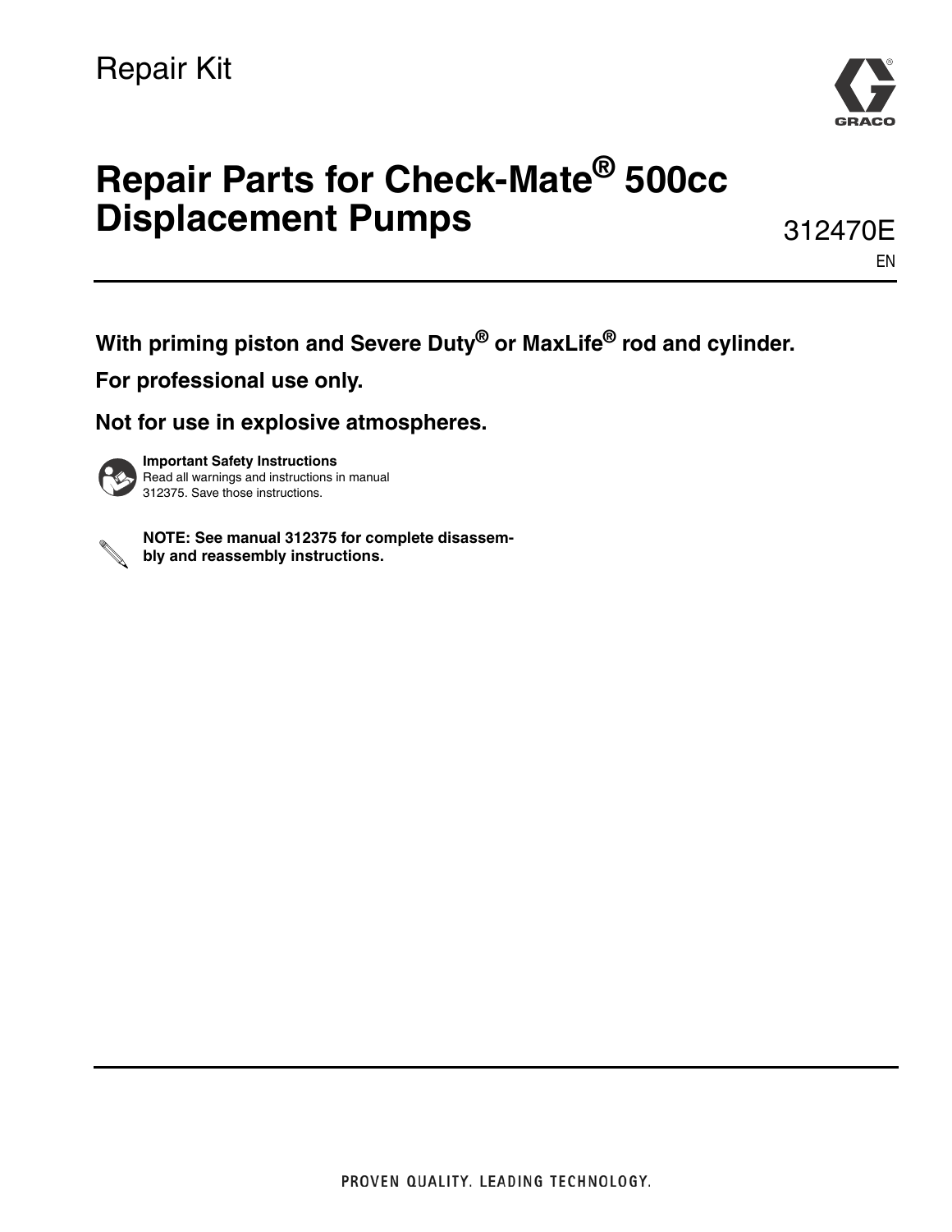Repair Kit

# Repair Parts for Check-Mate® 500cc Displacement Pumps

312470E

EN

**With priming piston and Severe Duty® or MaxLife® rod and cylinder.**

**For professional use only.**

**Not for use in explosive atmospheres.**

**Important Safety Instructions**
Read all warnings and instructions in manual 312375. Save those instructions.

**NOTE: See manual 312375 for complete disassembly and reassembly instructions.**

PROVEN QUALITY. LEADING TECHNOLOGY.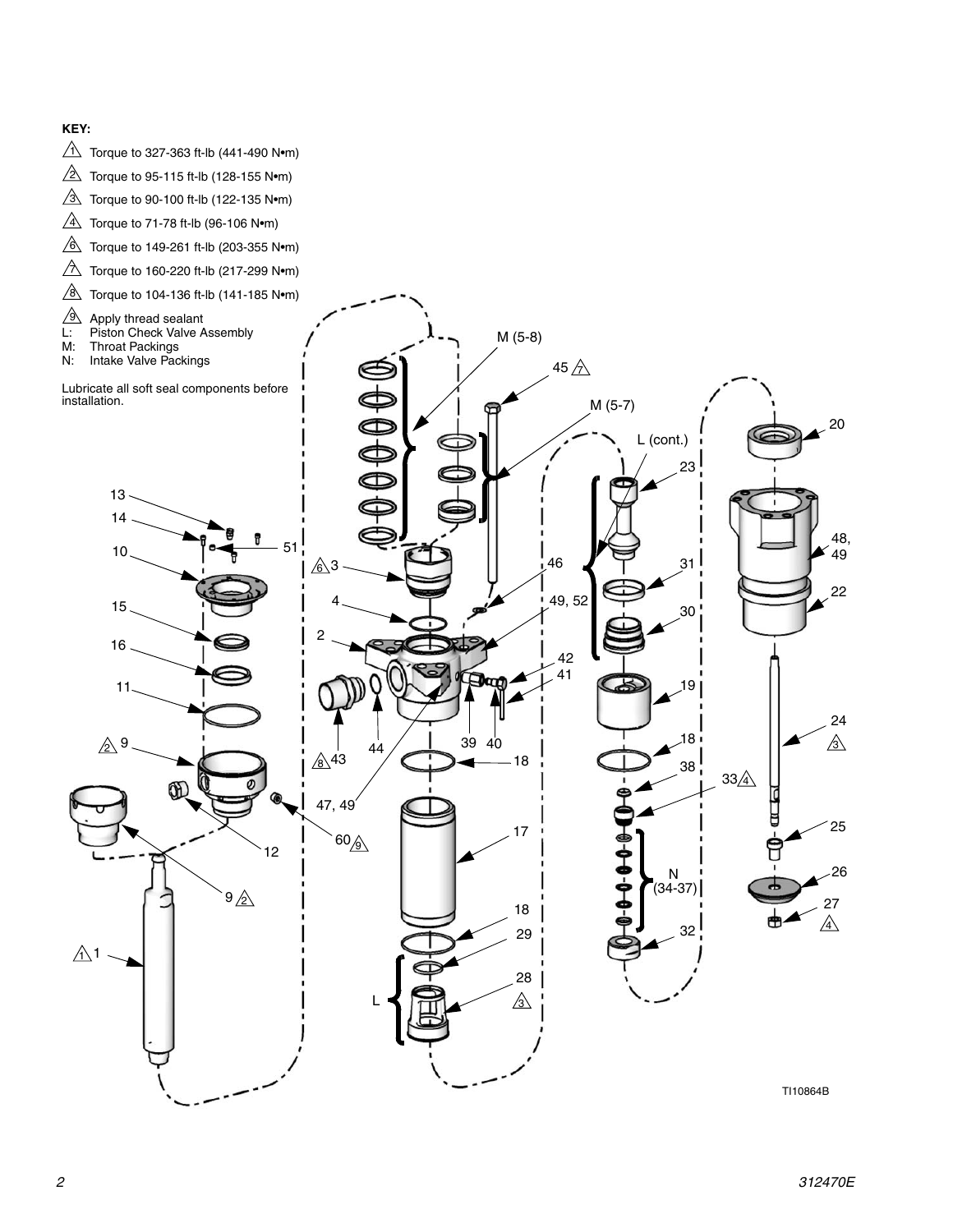**KEY:**

- 1 Torque to 327-363 ft-lb (441-490 N•m)
- 2 Torque to 95-115 ft-lb (128-155 N•m)
- 3 Torque to 90-100 ft-lb (122-135 N•m)
- 4 Torque to 71-78 ft-lb (96-106 N•m)
- 6 Torque to 149-261 ft-lb (203-355 N•m)
- 7 Torque to 160-220 ft-lb (217-299 N•m)
- 8 Torque to 104-136 ft-lb (141-185 N•m)
- 9 Apply thread sealant

L: Piston Check Valve Assembly
M: Throat Packings
N: Intake Valve Packings

Lubricate all soft seal components before installation.

TI10864B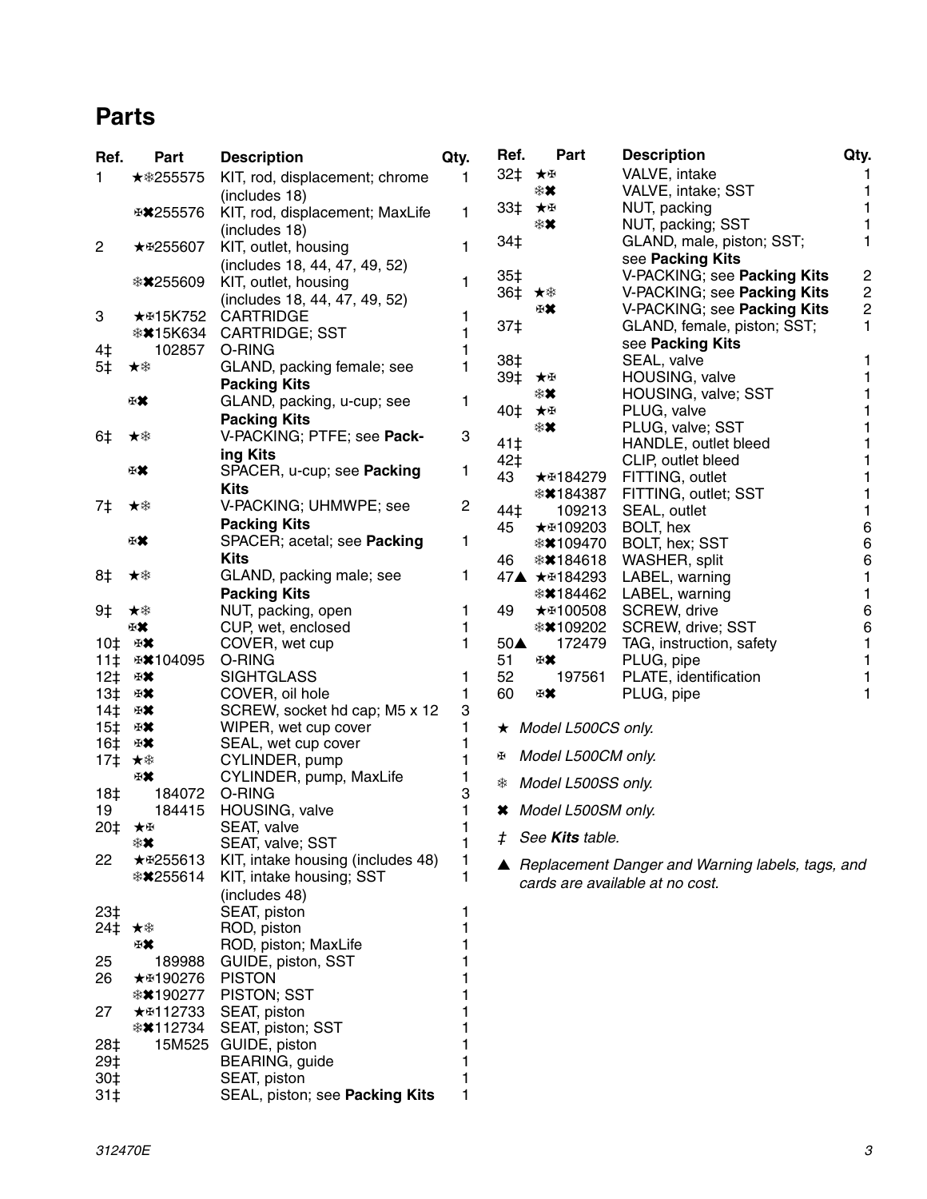## Parts

| Ref. | Part | Description | Qty. |
|---|---|---|---|
| 1 | ★❄255575 | KIT, rod, displacement; chrome (includes 18) | 1 |
| | ✠✖255576 | KIT, rod, displacement; MaxLife (includes 18) | 1 |
| 2 | ★✠255607 | KIT, outlet, housing (includes 18, 44, 47, 49, 52) | 1 |
| | ❄✖255609 | KIT, outlet, housing (includes 18, 44, 47, 49, 52) | 1 |
| 3 | ★✠15K752 | CARTRIDGE | 1 |
| | ❄✖15K634 | CARTRIDGE; SST | 1 |
| 4‡ | 102857 | O-RING | 1 |
| 5‡ | ★❄ | GLAND, packing female; see **Packing Kits** | 1 |
| | ✠✖ | GLAND, packing, u-cup; see **Packing Kits** | 1 |
| 6‡ | ★❄ | V-PACKING; PTFE; see **Packing Kits** | 3 |
| | ✠✖ | SPACER, u-cup; see **Packing Kits** | 1 |
| 7‡ | ★❄ | V-PACKING; UHMWPE; see **Packing Kits** | 2 |
| | ✠✖ | SPACER; acetal; see **Packing Kits** | 1 |
| 8‡ | ★❄ | GLAND, packing male; see **Packing Kits** | 1 |
| 9‡ | ★❄ | NUT, packing, open | 1 |
| | ✠✖ | CUP, wet, enclosed | 1 |
| 10‡ | ✠✖ | COVER, wet cup | 1 |
| 11‡ | ✠✖104095 | O-RING | |
| 12‡ | ✠✖ | SIGHTGLASS | 1 |
| 13‡ | ✠✖ | COVER, oil hole | 1 |
| 14‡ | ✠✖ | SCREW, socket hd cap; M5 x 12 | 3 |
| 15‡ | ✠✖ | WIPER, wet cup cover | 1 |
| 16‡ | ✠✖ | SEAL, wet cup cover | 1 |
| 17‡ | ★❄ | CYLINDER, pump | 1 |
| | ✠✖ | CYLINDER, pump, MaxLife | 1 |
| 18‡ | 184072 | O-RING | 3 |
| 19 | 184415 | HOUSING, valve | 1 |
| 20‡ | ★✠ | SEAT, valve | 1 |
| | ❄✖ | SEAT, valve; SST | 1 |
| 22 | ★✠255613 | KIT, intake housing (includes 48) | 1 |
| | ❄✖255614 | KIT, intake housing; SST (includes 48) | 1 |
| 23‡ | | SEAT, piston | 1 |
| 24‡ | ★❄ | ROD, piston | 1 |
| | ✠✖ | ROD, piston; MaxLife | 1 |
| 25 | 189988 | GUIDE, piston, SST | 1 |
| 26 | ★✠190276 | PISTON | 1 |
| | ❄✖190277 | PISTON; SST | 1 |
| 27 | ★✠112733 | SEAT, piston | 1 |
| | ❄✖112734 | SEAT, piston; SST | 1 |
| 28‡ | 15M525 | GUIDE, piston | 1 |
| 29‡ | | BEARING, guide | 1 |
| 30‡ | | SEAT, piston | 1 |
| 31‡ | | SEAL, piston; see **Packing Kits** | 1 |
| 32‡ | ★✠ | VALVE, intake | 1 |
| | ❄✖ | VALVE, intake; SST | 1 |
| 33‡ | ★✠ | NUT, packing | 1 |
| | ❄✖ | NUT, packing; SST | 1 |
| 34‡ | | GLAND, male, piston; SST; see **Packing Kits** | 1 |
| 35‡ | | V-PACKING; see **Packing Kits** | 2 |
| 36‡ | ★❄ | V-PACKING; see **Packing Kits** | 2 |
| | ✠✖ | V-PACKING; see **Packing Kits** | 2 |
| 37‡ | | GLAND, female, piston; SST; see **Packing Kits** | 1 |
| 38‡ | | SEAL, valve | 1 |
| 39‡ | ★✠ | HOUSING, valve | 1 |
| | ❄✖ | HOUSING, valve; SST | 1 |
| 40‡ | ★✠ | PLUG, valve | 1 |
| | ❄✖ | PLUG, valve; SST | 1 |
| 41‡ | | HANDLE, outlet bleed | 1 |
| 42‡ | | CLIP, outlet bleed | 1 |
| 43 | ★✠184279 | FITTING, outlet | 1 |
| | ❄✖184387 | FITTING, outlet; SST | 1 |
| 44‡ | 109213 | SEAL, outlet | 1 |
| 45 | ★✠109203 | BOLT, hex | 6 |
| | ❄✖109470 | BOLT, hex; SST | 6 |
| 46 | ❄✖184618 | WASHER, split | 6 |
| 47▲ | ★✠184293 | LABEL, warning | 1 |
| | ❄✖184462 | LABEL, warning | 1 |
| 49 | ★✠100508 | SCREW, drive | 6 |
| | ❄✖109202 | SCREW, drive; SST | 6 |
| 50▲ | 172479 | TAG, instruction, safety | 1 |
| 51 | ✠✖ | PLUG, pipe | 1 |
| 52 | 197561 | PLATE, identification | 1 |
| 60 | ✠✖ | PLUG, pipe | 1 |

★ *Model L500CS only.*

✠ *Model L500CM only.*

❄ *Model L500SS only.*

✖ *Model L500SM only.*

‡ *See **Kits** table.*

▲ *Replacement Danger and Warning labels, tags, and cards are available at no cost.*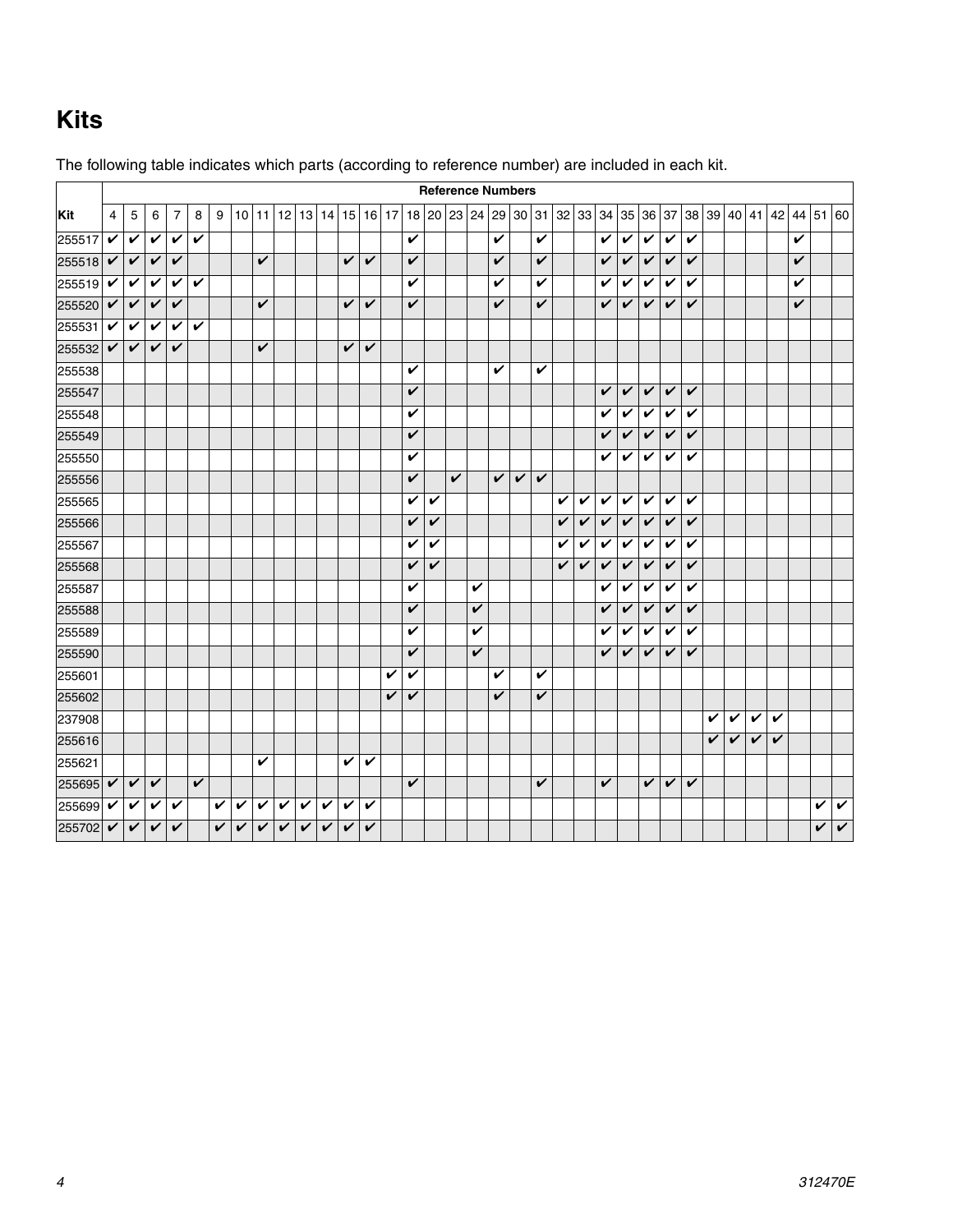# Kits

The following table indicates which parts (according to reference number) are included in each kit.

| Kit | Reference Numbers | | | | | | | | | | | | | | | | | | | | | | | | | | | | | | | | | | |
|---|---|---|---|---|---|---|---|---|---|---|---|---|---|---|---|---|---|---|---|---|---|---|---|---|---|---|---|---|---|---|---|---|---|---|---|
| | 4 | 5 | 6 | 7 | 8 | 9 | 10 | 11 | 12 | 13 | 14 | 15 | 16 | 17 | 18 | 20 | 23 | 24 | 29 | 30 | 31 | 32 | 33 | 34 | 35 | 36 | 37 | 38 | 39 | 40 | 41 | 42 | 44 | 51 | 60 |
| 255517 | ✔ | ✔ | ✔ | ✔ | ✔ | | | | | | | | | | ✔ | | | | ✔ | | ✔ | | | ✔ | ✔ | ✔ | ✔ | ✔ | | | | | ✔ | | |
| 255518 | ✔ | ✔ | ✔ | ✔ | | | | ✔ | | | | ✔ | ✔ | | ✔ | | | | ✔ | | ✔ | | | ✔ | ✔ | ✔ | ✔ | ✔ | | | | | ✔ | | |
| 255519 | ✔ | ✔ | ✔ | ✔ | ✔ | | | | | | | | | | ✔ | | | | ✔ | | ✔ | | | ✔ | ✔ | ✔ | ✔ | ✔ | | | | | ✔ | | |
| 255520 | ✔ | ✔ | ✔ | ✔ | | | | ✔ | | | | ✔ | ✔ | | ✔ | | | | ✔ | | ✔ | | | ✔ | ✔ | ✔ | ✔ | ✔ | | | | | ✔ | | |
| 255531 | ✔ | ✔ | ✔ | ✔ | ✔ | | | | | | | | | | | | | | | | | | | | | | | | | | | | | | |
| 255532 | ✔ | ✔ | ✔ | ✔ | | | | ✔ | | | | ✔ | ✔ | | | | | | | | | | | | | | | | | | | | | | |
| 255538 | | | | | | | | | | | | | | | ✔ | | | | ✔ | | ✔ | | | | | | | | | | | | | | |
| 255547 | | | | | | | | | | | | | | | ✔ | | | | | | | | | ✔ | ✔ | ✔ | ✔ | ✔ | | | | | | | |
| 255548 | | | | | | | | | | | | | | | ✔ | | | | | | | | | ✔ | ✔ | ✔ | ✔ | ✔ | | | | | | | |
| 255549 | | | | | | | | | | | | | | | ✔ | | | | | | | | | ✔ | ✔ | ✔ | ✔ | ✔ | | | | | | | |
| 255550 | | | | | | | | | | | | | | | ✔ | | | | | | | | | ✔ | ✔ | ✔ | ✔ | ✔ | | | | | | | |
| 255556 | | | | | | | | | | | | | | | ✔ | | ✔ | | ✔ | ✔ | ✔ | | | | | | | | | | | | | | |
| 255565 | | | | | | | | | | | | | | | ✔ | ✔ | | | | | | ✔ | ✔ | ✔ | ✔ | ✔ | ✔ | ✔ | | | | | | | |
| 255566 | | | | | | | | | | | | | | | ✔ | ✔ | | | | | | ✔ | ✔ | ✔ | ✔ | ✔ | ✔ | ✔ | | | | | | | |
| 255567 | | | | | | | | | | | | | | | ✔ | ✔ | | | | | | ✔ | ✔ | ✔ | ✔ | ✔ | ✔ | ✔ | | | | | | | |
| 255568 | | | | | | | | | | | | | | | ✔ | ✔ | | | | | | ✔ | ✔ | ✔ | ✔ | ✔ | ✔ | ✔ | | | | | | | |
| 255587 | | | | | | | | | | | | | | | ✔ | | | ✔ | | | | | | ✔ | ✔ | ✔ | ✔ | ✔ | | | | | | | |
| 255588 | | | | | | | | | | | | | | | ✔ | | | ✔ | | | | | | ✔ | ✔ | ✔ | ✔ | ✔ | | | | | | | |
| 255589 | | | | | | | | | | | | | | | ✔ | | | ✔ | | | | | | ✔ | ✔ | ✔ | ✔ | ✔ | | | | | | | |
| 255590 | | | | | | | | | | | | | | | ✔ | | | ✔ | | | | | | ✔ | ✔ | ✔ | ✔ | ✔ | | | | | | | |
| 255601 | | | | | | | | | | | | | | ✔ | ✔ | | | | ✔ | | ✔ | | | | | | | | | | | | | | |
| 255602 | | | | | | | | | | | | | | ✔ | ✔ | | | | ✔ | | ✔ | | | | | | | | | | | | | | |
| 237908 | | | | | | | | | | | | | | | | | | | | | | | | | | | | | ✔ | ✔ | ✔ | ✔ | | | |
| 255616 | | | | | | | | | | | | | | | | | | | | | | | | | | | | | ✔ | ✔ | ✔ | ✔ | | | |
| 255621 | | | | | | | | ✔ | | | | ✔ | ✔ | | | | | | | | | | | | | | | | | | | | | | |
| 255695 | ✔ | ✔ | ✔ | | ✔ | | | | | | | | | | ✔ | | | | | | ✔ | | | ✔ | | ✔ | ✔ | ✔ | | | | | | | |
| 255699 | ✔ | ✔ | ✔ | ✔ | | ✔ | ✔ | ✔ | ✔ | ✔ | ✔ | ✔ | ✔ | | | | | | | | | | | | | | | | | | | | | ✔ | ✔ |
| 255702 | ✔ | ✔ | ✔ | ✔ | | ✔ | ✔ | ✔ | ✔ | ✔ | ✔ | ✔ | ✔ | | | | | | | | | | | | | | | | | | | | | ✔ | ✔ |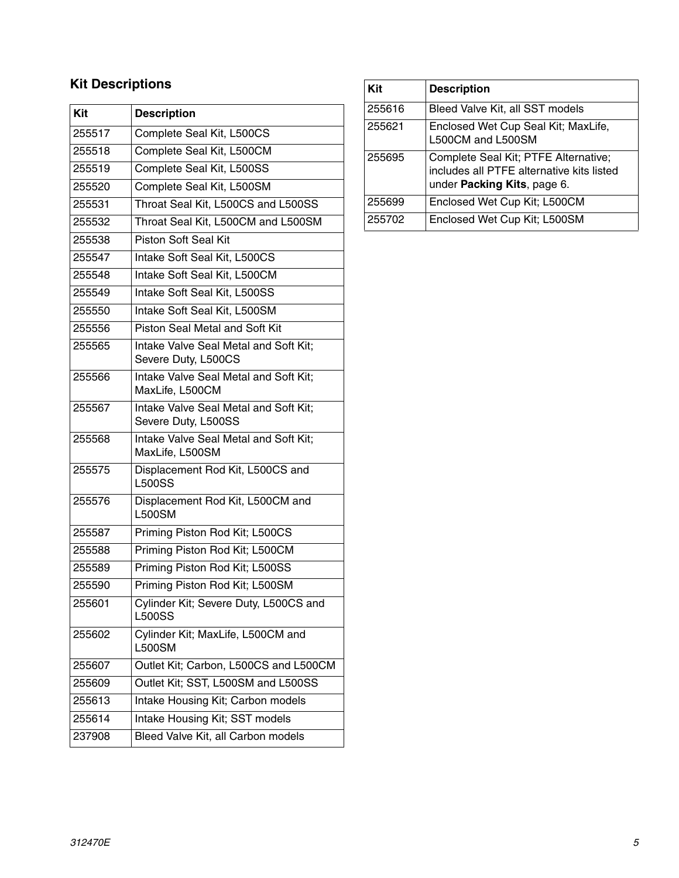## Kit Descriptions

| Kit | Description |
|---|---|
| 255517 | Complete Seal Kit, L500CS |
| 255518 | Complete Seal Kit, L500CM |
| 255519 | Complete Seal Kit, L500SS |
| 255520 | Complete Seal Kit, L500SM |
| 255531 | Throat Seal Kit, L500CS and L500SS |
| 255532 | Throat Seal Kit, L500CM and L500SM |
| 255538 | Piston Soft Seal Kit |
| 255547 | Intake Soft Seal Kit, L500CS |
| 255548 | Intake Soft Seal Kit, L500CM |
| 255549 | Intake Soft Seal Kit, L500SS |
| 255550 | Intake Soft Seal Kit, L500SM |
| 255556 | Piston Seal Metal and Soft Kit |
| 255565 | Intake Valve Seal Metal and Soft Kit; Severe Duty, L500CS |
| 255566 | Intake Valve Seal Metal and Soft Kit; MaxLife, L500CM |
| 255567 | Intake Valve Seal Metal and Soft Kit; Severe Duty, L500SS |
| 255568 | Intake Valve Seal Metal and Soft Kit; MaxLife, L500SM |
| 255575 | Displacement Rod Kit, L500CS and L500SS |
| 255576 | Displacement Rod Kit, L500CM and L500SM |
| 255587 | Priming Piston Rod Kit; L500CS |
| 255588 | Priming Piston Rod Kit; L500CM |
| 255589 | Priming Piston Rod Kit; L500SS |
| 255590 | Priming Piston Rod Kit; L500SM |
| 255601 | Cylinder Kit; Severe Duty, L500CS and L500SS |
| 255602 | Cylinder Kit; MaxLife, L500CM and L500SM |
| 255607 | Outlet Kit; Carbon, L500CS and L500CM |
| 255609 | Outlet Kit; SST, L500SM and L500SS |
| 255613 | Intake Housing Kit; Carbon models |
| 255614 | Intake Housing Kit; SST models |
| 237908 | Bleed Valve Kit, all Carbon models |
| 255616 | Bleed Valve Kit, all SST models |
| 255621 | Enclosed Wet Cup Seal Kit; MaxLife, L500CM and L500SM |
| 255695 | Complete Seal Kit; PTFE Alternative; includes all PTFE alternative kits listed under **Packing Kits**, page 6. |
| 255699 | Enclosed Wet Cup Kit; L500CM |
| 255702 | Enclosed Wet Cup Kit; L500SM |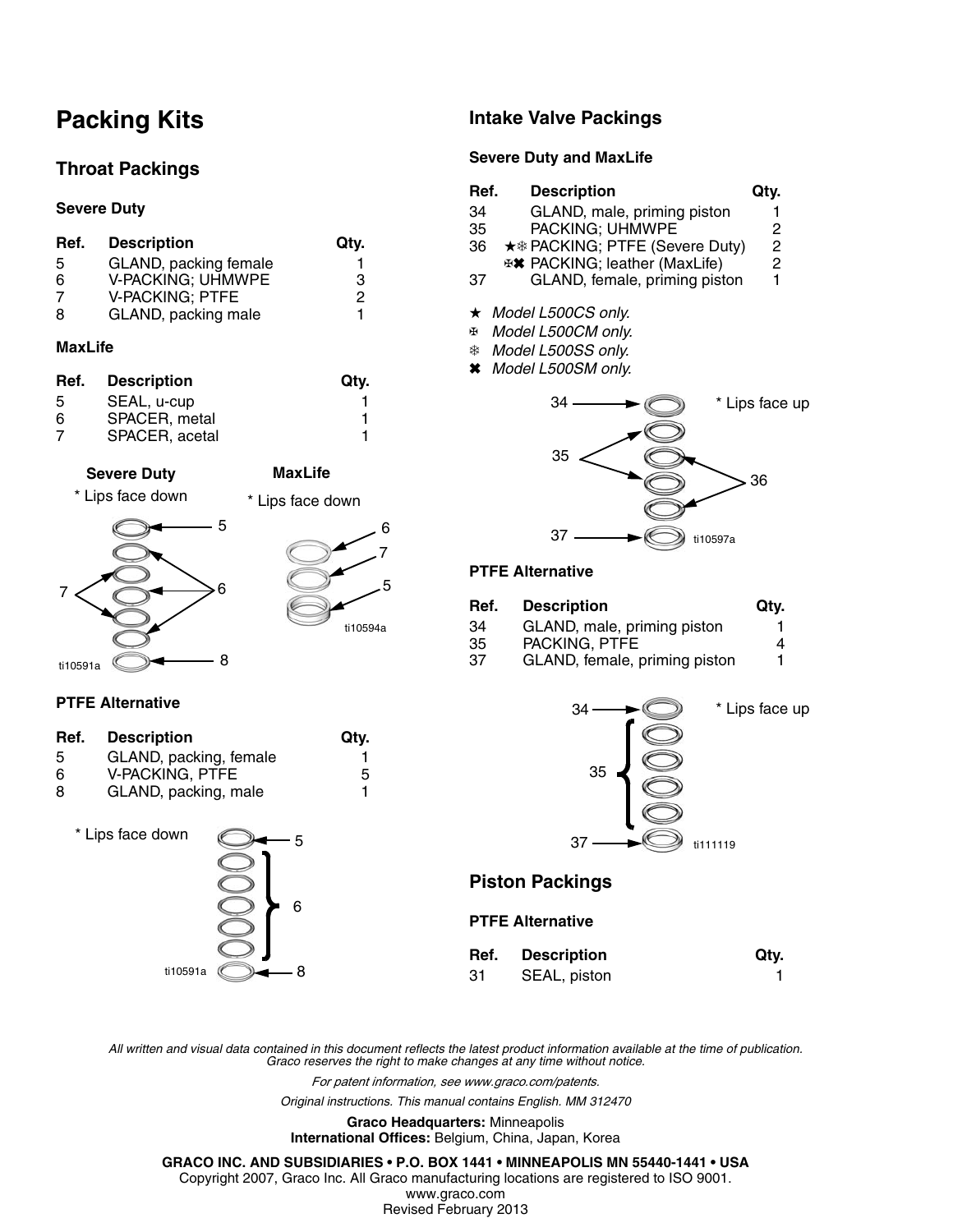# Packing Kits

## Throat Packings

### Severe Duty

| Ref. | Description | Qty. |
|---|---|---|
| 5 | GLAND, packing female | 1 |
| 6 | V-PACKING; UHMWPE | 3 |
| 7 | V-PACKING; PTFE | 2 |
| 8 | GLAND, packing male | 1 |

### MaxLife

| Ref. | Description | Qty. |
|---|---|---|
| 5 | SEAL, u-cup | 1 |
| 6 | SPACER, metal | 1 |
| 7 | SPACER, acetal | 1 |

**Severe Duty**

* Lips face down

5
7
6
8
ti10591a

**MaxLife**

* Lips face down

6
7
5
ti10594a

### PTFE Alternative

| Ref. | Description | Qty. |
|---|---|---|
| 5 | GLAND, packing, female | 1 |
| 6 | V-PACKING, PTFE | 5 |
| 8 | GLAND, packing, male | 1 |

* Lips face down

5
6
8
ti10591a

## Intake Valve Packings

### Severe Duty and MaxLife

| Ref. | Description | Qty. |
|---|---|---|
| 34 | GLAND, male, priming piston | 1 |
| 35 | PACKING; UHMWPE | 2 |
| 36 | ★❄ PACKING; PTFE (Severe Duty) | 2 |
| | ✠✖ PACKING; leather (MaxLife) | 2 |
| 37 | GLAND, female, priming piston | 1 |

★ *Model L500CS only.*
✠ *Model L500CM only.*
❄ *Model L500SS only.*
✖ *Model L500SM only.*

34
* Lips face up
35
36
37
ti10597a

### PTFE Alternative

| Ref. | Description | Qty. |
|---|---|---|
| 34 | GLAND, male, priming piston | 1 |
| 35 | PACKING, PTFE | 4 |
| 37 | GLAND, female, priming piston | 1 |

34
* Lips face up
35
37
ti111119

## Piston Packings

### PTFE Alternative

| Ref. | Description | Qty. |
|---|---|---|
| 31 | SEAL, piston | 1 |

*All written and visual data contained in this document reflects the latest product information available at the time of publication. Graco reserves the right to make changes at any time without notice.*

*For patent information, see www.graco.com/patents.*

*Original instructions. This manual contains English. MM 312470*

**Graco Headquarters:** Minneapolis
**International Offices:** Belgium, China, Japan, Korea

**GRACO INC. AND SUBSIDIARIES • P.O. BOX 1441 • MINNEAPOLIS MN 55440-1441 • USA**
Copyright 2007, Graco Inc. All Graco manufacturing locations are registered to ISO 9001.
www.graco.com
Revised February 2013